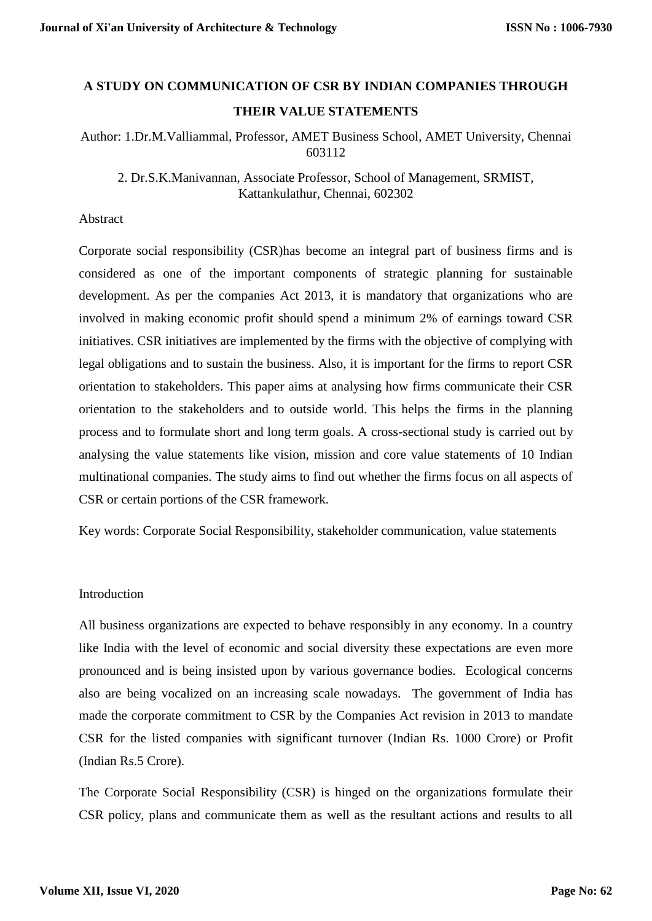# A STUDY ON COMMUNICATION OF CSR BY INDIAN COMPANIES THROUGH THEIR VALUE STATEMENTS

Author: 1.Dr.M.Valliammal, Professor, AMET Business School, AMET University, Chennai 603112

2. Dr.S.K.Manivannan, Associate Professor, School of Management, SRMIST, Kattankulathur, Chennai, 602302

## Abstract

Corporate social responsibility (CSR)has become an integral part of business firms and is considered as one of the important components of strategic planning for sustainable development. As per the companies Act 2013, it is mandatory that organizations who are involved in making economic profit should spend a minimum 2% of earnings toward CSR initiatives. CSR initiatives are implemented by the firms with the objective of complying with legal obligations and to sustain the business. Also, it is important for the firms to report CSR orientation to stakeholders. This paper aims at analysing how firms communicate their CSR orientation to the stakeholders and to outside world. This helps the firms in the planning process and to formulate short and long term goals. A cross-sectional study is carried out by analysing the value statements like vision, mission and core value statements of 10 Indian multinational companies. The study aims to find out whether the firms focus on all aspects of CSR or certain portions of the CSR framework.

Key words: Corporate Social Responsibility, stakeholder communication, value statements

## Introduction

All business organizations are expected to behave responsibly in any economy. In a country like India with the level of economic and social diversity these expectations are even more pronounced and is being insisted upon by various governance bodies. Ecological concerns also are being vocalized on an increasing scale nowadays. The government of India has made the corporate commitment to CSR by the Companies Act revision in 2013 to mandate CSR for the listed companies with significant turnover (Indian Rs. 1000 Crore) or Profit (Indian Rs.5 Crore).

The Corporate Social Responsibility (CSR) is hinged on the organizations formulate their CSR policy, plans and communicate them as well as the resultant actions and results to all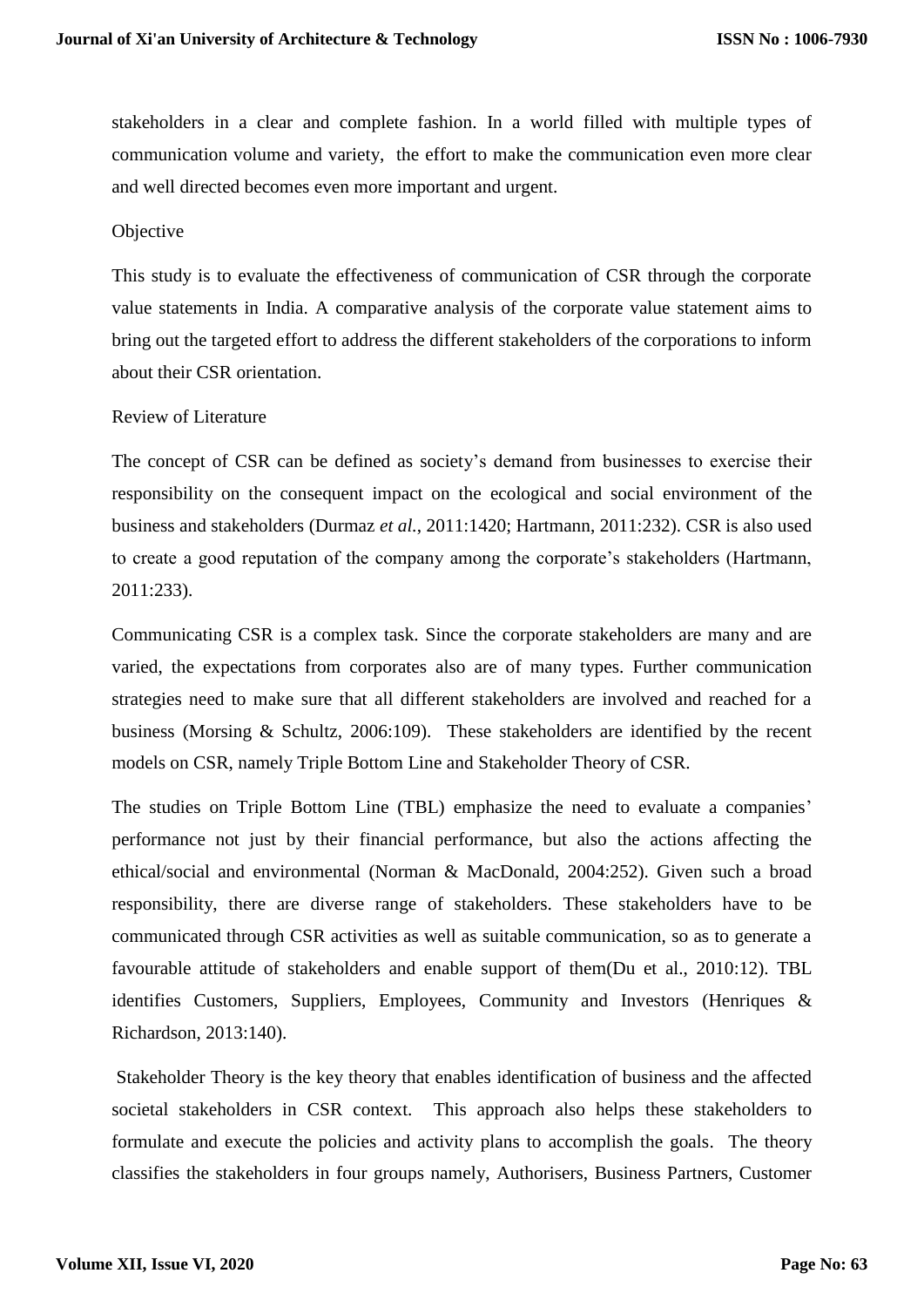stakeholders in a clear and complete fashion. In a world filled with multiple types of communication volume and variety, the effort to make the communication even more clear and well directed becomes even more important and urgent.

## Objective

This study is to evaluate the effectiveness of communication of CSR through the corporate value statements in India. A comparative analysis of the corporate value statement aims to bring out the targeted effort to address the different stakeholders of the corporations to inform about their CSR orientation.

## Review of Literature

The concept of CSR can be defined as society's demand from businesses to exercise their responsibility on the consequent impact on the ecological and social environment of the business and stakeholders (Durmaz *et al.*, 2011:1420; Hartmann, 2011:232). CSR is also used to create a good reputation of the company among the corporate's stakeholders (Hartmann, 2011:233).

Communicating CSR is a complex task. Since the corporate stakeholders are many and are varied, the expectations from corporates also are of many types. Further communication strategies need to make sure that all different stakeholders are involved and reached for a business (Morsing & Schultz, 2006:109). These stakeholders are identified by the recent models on CSR, namely Triple Bottom Line and Stakeholder Theory of CSR.

The studies on Triple Bottom Line (TBL) emphasize the need to evaluate a companies' performance not just by their financial performance, but also the actions affecting the ethical/social and environmental (Norman & MacDonald, 2004:252). Given such a broad responsibility, there are diverse range of stakeholders. These stakeholders have to be communicated through CSR activities as well as suitable communication, so as to generate a favourable attitude of stakeholders and enable support of them(Du et al., 2010:12). TBL identifies Customers, Suppliers, Employees, Community and Investors (Henriques & Richardson, 2013:140).

Stakeholder Theory is the key theory that enables identification of business and the affected societal stakeholders in CSR context. This approach also helps these stakeholders to formulate and execute the policies and activity plans to accomplish the goals. The theory classifies the stakeholders in four groups namely, Authorisers, Business Partners, Customer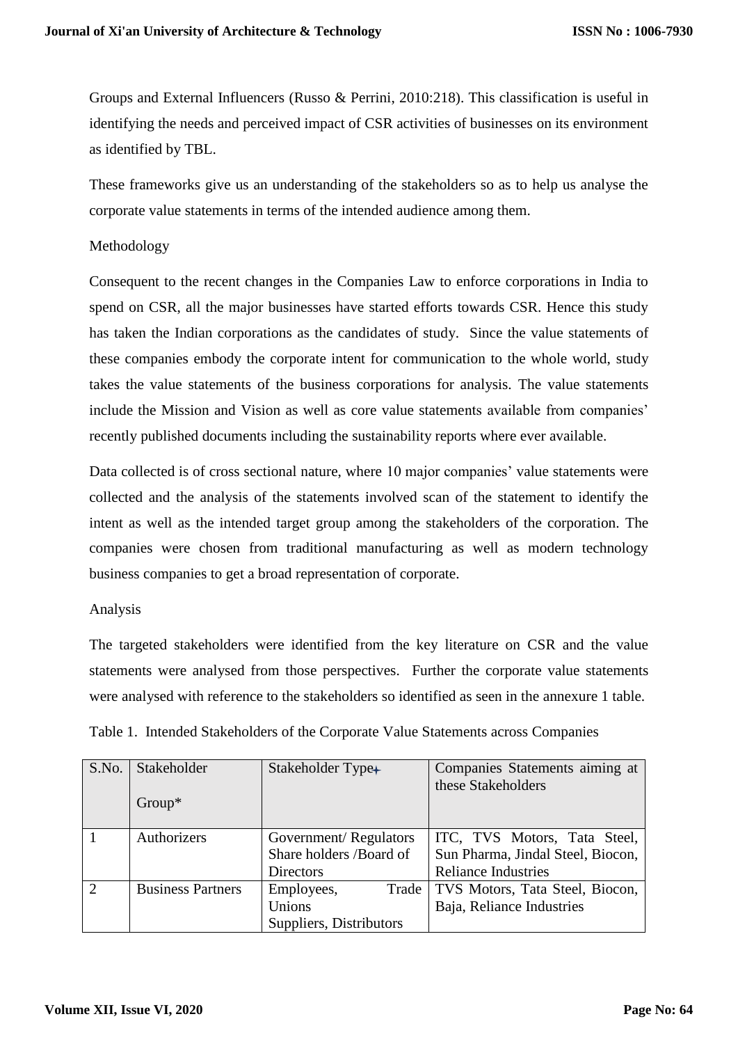Groups and External Influencers (Russo & Perrini, 2010:218). This classification is useful in identifying the needs and perceived impact of CSR activities of businesses on its environment as identified by TBL.

These frameworks give us an understanding of the stakeholders so as to help us analyse the corporate value statements in terms of the intended audience among them.

## Methodology

Consequent to the recent changes in the Companies Law to enforce corporations in India to spend on CSR, all the major businesses have started efforts towards CSR. Hence this study has taken the Indian corporations as the candidates of study. Since the value statements of these companies embody the corporate intent for communication to the whole world, study takes the value statements of the business corporations for analysis. The value statements include the Mission and Vision as well as core value statements available from companies' recently published documents including the sustainability reports where ever available.

Data collected is of cross sectional nature, where 10 major companies' value statements were collected and the analysis of the statements involved scan of the statement to identify the intent as well as the intended target group among the stakeholders of the corporation. The companies were chosen from traditional manufacturing as well as modern technology business companies to get a broad representation of corporate.

## Analysis

The targeted stakeholders were identified from the key literature on CSR and the value statements were analysed from those perspectives. Further the corporate value statements were analysed with reference to the stakeholders so identified as seen in the annexure 1 table.

Table 1. Intended Stakeholders of the Corporate Value Statements across Companies

| S.No. | Stakeholder Group* | Stakeholder Type+ | Companies Statements aiming at these Stakeholders |
|---|---|---|---|
| 1 | Authorizers | Government/ Regulators Share holders /Board of Directors | ITC, TVS Motors, Tata Steel, Sun Pharma, Jindal Steel, Biocon, Reliance Industries |
| 2 | Business Partners | Employees, Trade Unions Suppliers, Distributors | TVS Motors, Tata Steel, Biocon, Baja, Reliance Industries |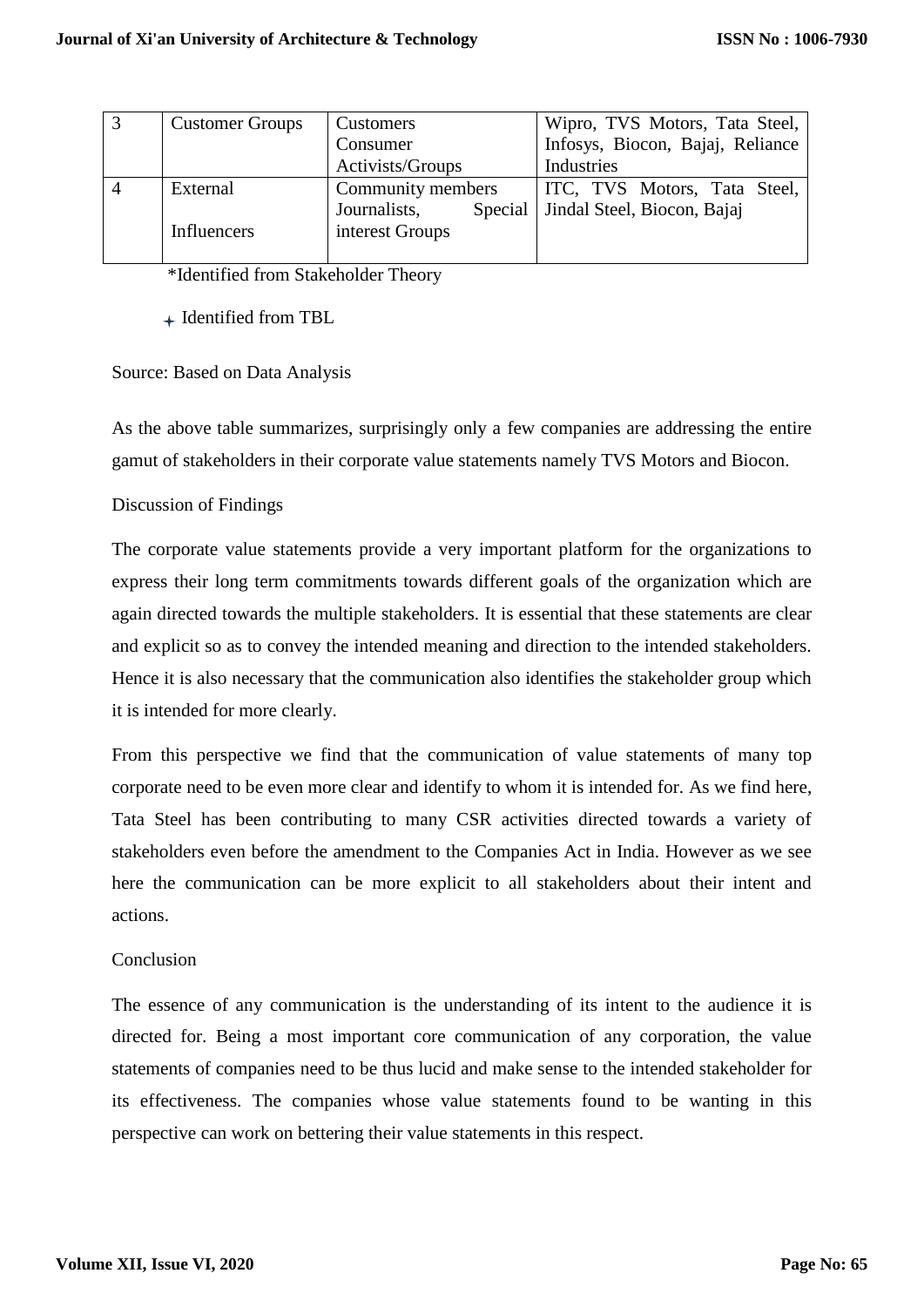| 3 | Customer Groups | Customers Consumer Activists/Groups | Wipro, TVS Motors, Tata Steel, Infosys, Biocon, Bajaj, Reliance Industries |
|---|---|---|---|
| 4 | External Influencers | Community members Journalists, Special interest Groups | ITC, TVS Motors, Tata Steel, Jindal Steel, Biocon, Bajaj |

*Identified from Stakeholder Theory

+ Identified from TBL

Source: Based on Data Analysis

As the above table summarizes, surprisingly only a few companies are addressing the entire gamut of stakeholders in their corporate value statements namely TVS Motors and Biocon.

## Discussion of Findings

The corporate value statements provide a very important platform for the organizations to express their long term commitments towards different goals of the organization which are again directed towards the multiple stakeholders. It is essential that these statements are clear and explicit so as to convey the intended meaning and direction to the intended stakeholders. Hence it is also necessary that the communication also identifies the stakeholder group which it is intended for more clearly.

From this perspective we find that the communication of value statements of many top corporate need to be even more clear and identify to whom it is intended for. As we find here, Tata Steel has been contributing to many CSR activities directed towards a variety of stakeholders even before the amendment to the Companies Act in India. However as we see here the communication can be more explicit to all stakeholders about their intent and actions.

## Conclusion

The essence of any communication is the understanding of its intent to the audience it is directed for. Being a most important core communication of any corporation, the value statements of companies need to be thus lucid and make sense to the intended stakeholder for its effectiveness. The companies whose value statements found to be wanting in this perspective can work on bettering their value statements in this respect.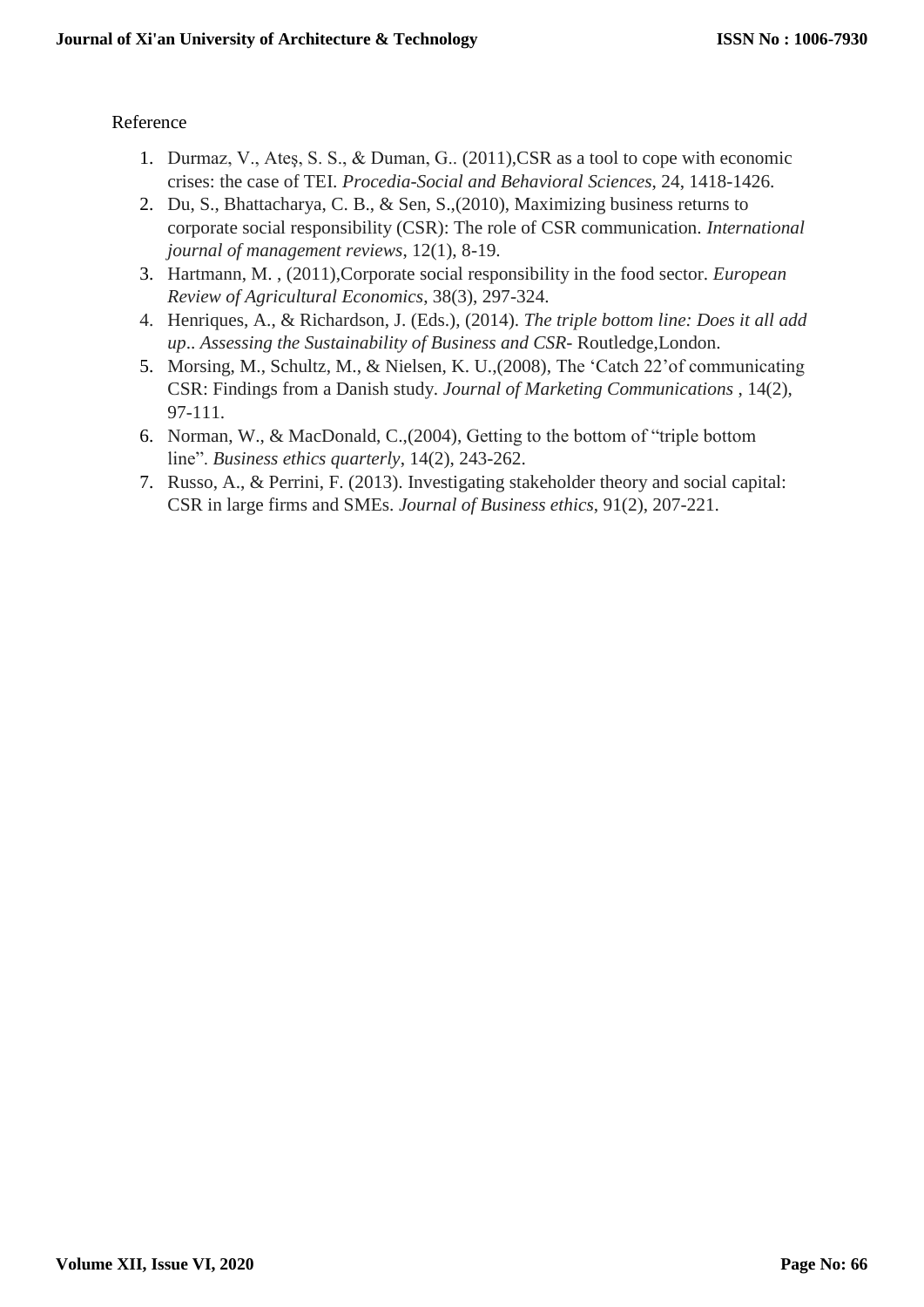Reference

1. Durmaz, V., Ateş, S. S., & Duman, G.. (2011),CSR as a tool to cope with economic crises: the case of TEI. *Procedia-Social and Behavioral Sciences*, 24, 1418-1426.
2. Du, S., Bhattacharya, C. B., & Sen, S.,(2010), Maximizing business returns to corporate social responsibility (CSR): The role of CSR communication. *International journal of management reviews*, 12(1), 8-19.
3. Hartmann, M. , (2011),Corporate social responsibility in the food sector. *European Review of Agricultural Economics*, 38(3), 297-324.
4. Henriques, A., & Richardson, J. (Eds.), (2014). *The triple bottom line: Does it all add up*.. *Assessing the Sustainability of Business and CSR*- Routledge,London.
5. Morsing, M., Schultz, M., & Nielsen, K. U.,(2008), The 'Catch 22'of communicating CSR: Findings from a Danish study. *Journal of Marketing Communications* , 14(2), 97-111.
6. Norman, W., & MacDonald, C.,(2004), Getting to the bottom of "triple bottom line". *Business ethics quarterly*, 14(2), 243-262.
7. Russo, A., & Perrini, F. (2013). Investigating stakeholder theory and social capital: CSR in large firms and SMEs. *Journal of Business ethics*, 91(2), 207-221.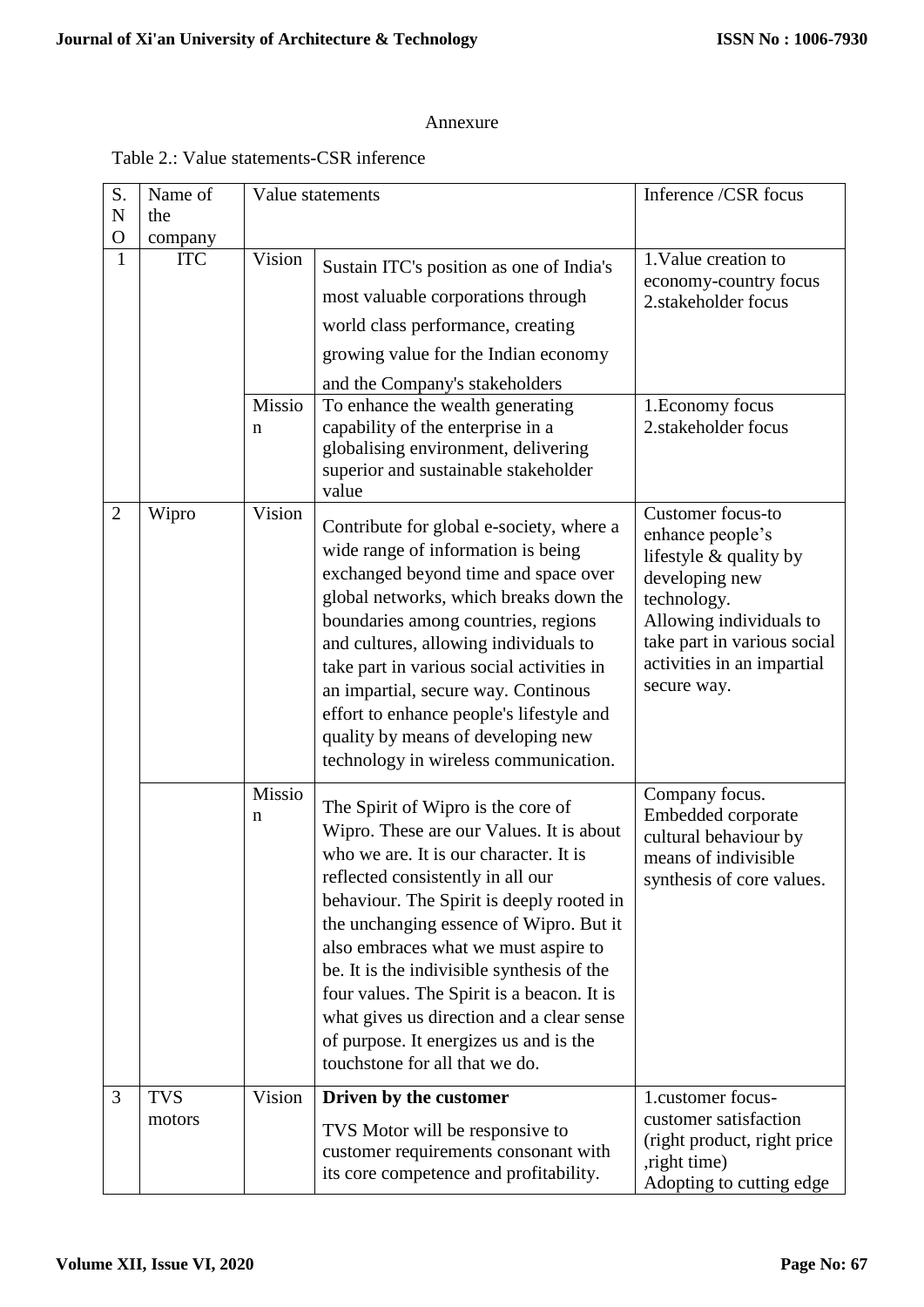Annexure

Table 2.: Value statements-CSR inference

| S. NO | Name of the company | Value statements | | Inference /CSR focus |
|---|---|---|---|---|
| 1 | ITC | Vision | Sustain ITC's position as one of India's most valuable corporations through world class performance, creating growing value for the Indian economy and the Company's stakeholders | 1.Value creation to economy-country focus 2.stakeholder focus |
| | | Mission | To enhance the wealth generating capability of the enterprise in a globalising environment, delivering superior and sustainable stakeholder value | 1.Economy focus 2.stakeholder focus |
| 2 | Wipro | Vision | Contribute for global e-society, where a wide range of information is being exchanged beyond time and space over global networks, which breaks down the boundaries among countries, regions and cultures, allowing individuals to take part in various social activities in an impartial, secure way. Continous effort to enhance people's lifestyle and quality by means of developing new technology in wireless communication. | Customer focus-to enhance people's lifestyle & quality by developing new technology. Allowing individuals to take part in various social activities in an impartial secure way. |
| | | Mission | The Spirit of Wipro is the core of Wipro. These are our Values. It is about who we are. It is our character. It is reflected consistently in all our behaviour. The Spirit is deeply rooted in the unchanging essence of Wipro. But it also embraces what we must aspire to be. It is the indivisible synthesis of the four values. The Spirit is a beacon. It is what gives us direction and a clear sense of purpose. It energizes us and is the touchstone for all that we do. | Company focus. Embedded corporate cultural behaviour by means of indivisible synthesis of core values. |
| 3 | TVS motors | Vision | **Driven by the customer** TVS Motor will be responsive to customer requirements consonant with its core competence and profitability. | 1.customer focus-customer satisfaction (right product, right price ,right time) Adopting to cutting edge |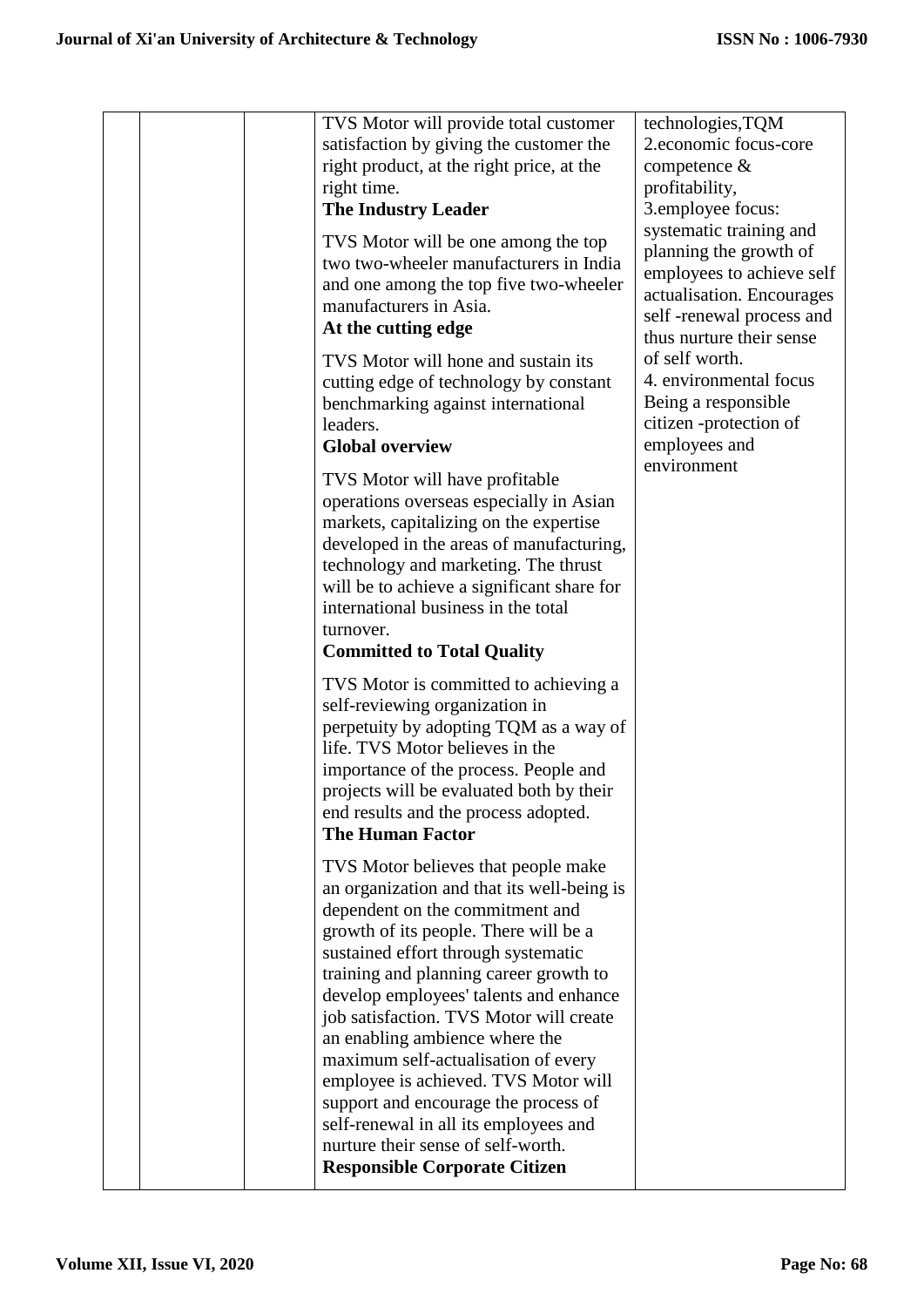|  |  |  | TVS Motor will provide total customer satisfaction by giving the customer the right product, at the right price, at the right time.<br>**The Industry Leader**<br>TVS Motor will be one among the top two two-wheeler manufacturers in India and one among the top five two-wheeler manufacturers in Asia.<br>**At the cutting edge**<br>TVS Motor will hone and sustain its cutting edge of technology by constant benchmarking against international leaders.<br>**Global overview**<br>TVS Motor will have profitable operations overseas especially in Asian markets, capitalizing on the expertise developed in the areas of manufacturing, technology and marketing. The thrust will be to achieve a significant share for international business in the total turnover.<br>**Committed to Total Quality**<br>TVS Motor is committed to achieving a self-reviewing organization in perpetuity by adopting TQM as a way of life. TVS Motor believes in the importance of the process. People and projects will be evaluated both by their end results and the process adopted.<br>**The Human Factor**<br>TVS Motor believes that people make an organization and that its well-being is dependent on the commitment and growth of its people. There will be a sustained effort through systematic training and planning career growth to develop employees' talents and enhance job satisfaction. TVS Motor will create an enabling ambience where the maximum self-actualisation of every employee is achieved. TVS Motor will support and encourage the process of self-renewal in all its employees and nurture their sense of self-worth.<br>**Responsible Corporate Citizen** | technologies,TQM<br>2.economic focus-core competence & profitability,<br>3.employee focus: systematic training and planning the growth of employees to achieve self actualisation. Encourages self -renewal process and thus nurture their sense of self worth.<br>4. environmental focus Being a responsible citizen -protection of employees and environment |
|---|---|---|---|---|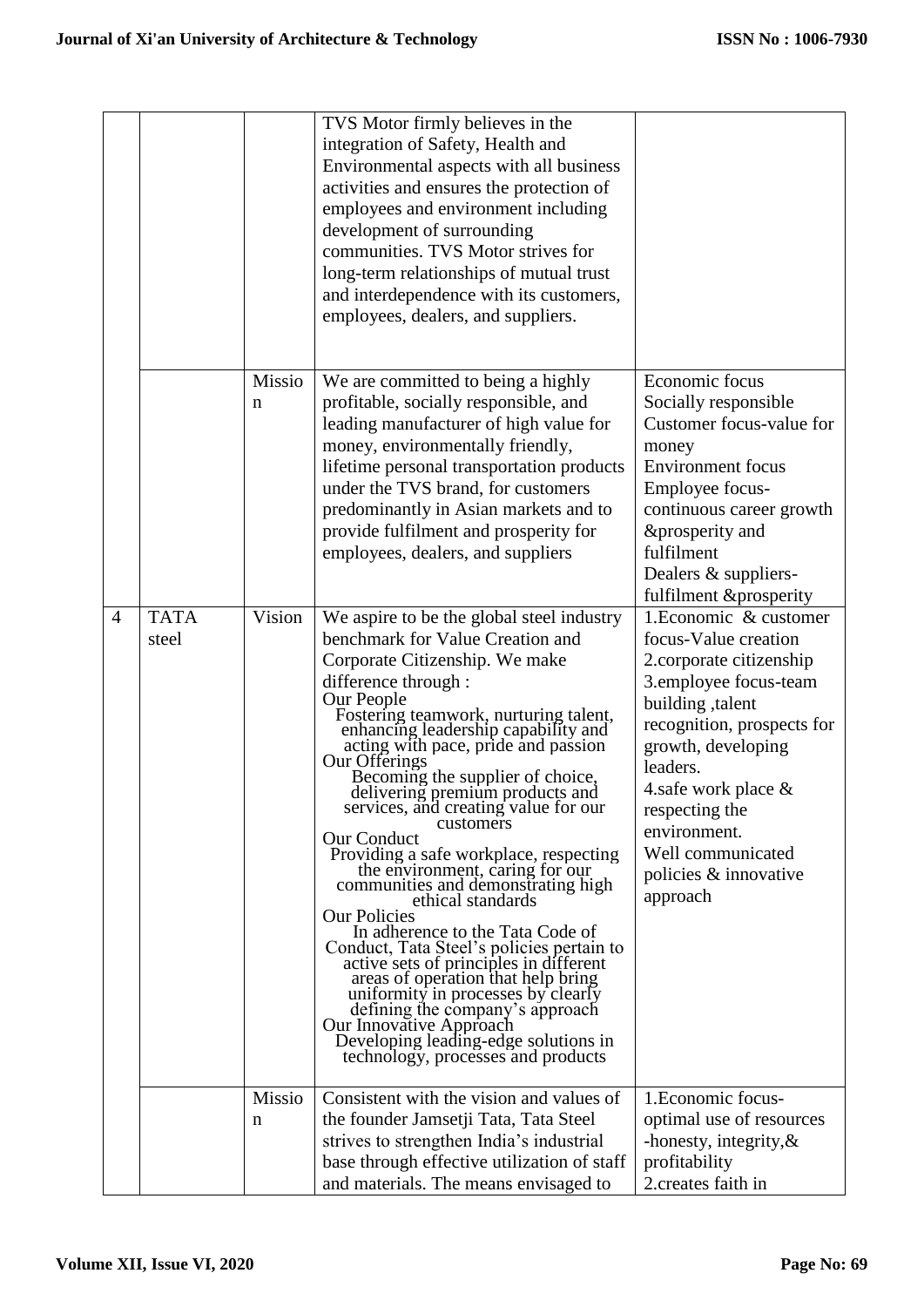| | | | | |
|---|---|---|---|---|
| | | | TVS Motor firmly believes in the integration of Safety, Health and Environmental aspects with all business activities and ensures the protection of employees and environment including development of surrounding communities. TVS Motor strives for long-term relationships of mutual trust and interdependence with its customers, employees, dealers, and suppliers. | |
| | | Mission | We are committed to being a highly profitable, socially responsible, and leading manufacturer of high value for money, environmentally friendly, lifetime personal transportation products under the TVS brand, for customers predominantly in Asian markets and to provide fulfilment and prosperity for employees, dealers, and suppliers | Economic focus<br>Socially responsible<br>Customer focus-value for money<br>Environment focus<br>Employee focus-continuous career growth &prosperity and fulfilment<br>Dealers & suppliers-fulfilment &prosperity |
| 4 | TATA steel | Vision | We aspire to be the global steel industry benchmark for Value Creation and Corporate Citizenship. We make difference through :<br>Our People<br>Fostering teamwork, nurturing talent, enhancing leadership capability and acting with pace, pride and passion<br>Our Offerings<br>Becoming the supplier of choice, delivering premium products and services, and creating value for our customers<br>Our Conduct<br>Providing a safe workplace, respecting the environment, caring for our communities and demonstrating high ethical standards<br>Our Policies<br>In adherence to the Tata Code of Conduct, Tata Steel's policies pertain to active sets of principles in different areas of operation that help bring uniformity in processes by clearly defining the company's approach<br>Our Innovative Approach<br>Developing leading-edge solutions in technology, processes and products | 1.Economic & customer focus-Value creation<br>2.corporate citizenship<br>3.employee focus-team building ,talent recognition, prospects for growth, developing leaders.<br>4.safe work place & respecting the environment.<br>Well communicated policies & innovative approach |
| | | Mission | Consistent with the vision and values of the founder Jamsetji Tata, Tata Steel strives to strengthen India's industrial base through effective utilization of staff and materials. The means envisaged to | 1.Economic focus-optimal use of resources -honesty, integrity,& profitability<br>2.creates faith in |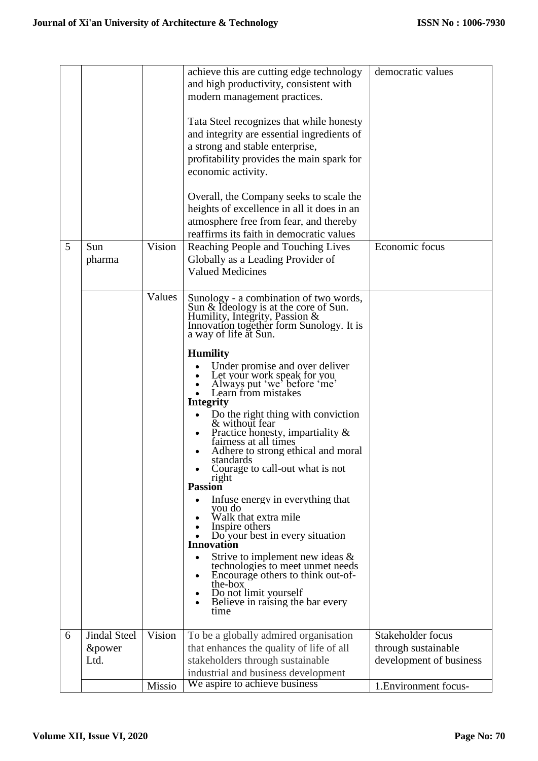|   |   |   |   |   |
|---|---|---|---|---|
|   |   |   | achieve this are cutting edge technology and high productivity, consistent with modern management practices.<br><br>Tata Steel recognizes that while honesty and integrity are essential ingredients of a strong and stable enterprise, profitability provides the main spark for economic activity.<br><br>Overall, the Company seeks to scale the heights of excellence in all it does in an atmosphere free from fear, and thereby reaffirms its faith in democratic values | democratic values |
| 5 | Sun pharma | Vision | Reaching People and Touching Lives Globally as a Leading Provider of Valued Medicines | Economic focus |
|   |   | Values | Sunology - a combination of two words, Sun & Ideology is at the core of Sun. Humility, Integrity, Passion & Innovation together form Sunology. It is a way of life at Sun.<br><br>**Humility**<br>• Under promise and over deliver<br>• Let your work speak for you<br>• Always put 'we' before 'me'<br>• Learn from mistakes<br>**Integrity**<br>• Do the right thing with conviction & without fear<br>• Practice honesty, impartiality & fairness at all times<br>• Adhere to strong ethical and moral standards<br>• Courage to call-out what is not right<br>**Passion**<br>• Infuse energy in everything that you do<br>• Walk that extra mile<br>• Inspire others<br>• Do your best in every situation<br>**Innovation**<br>• Strive to implement new ideas & technologies to meet unmet needs<br>• Encourage others to think out-of-the-box<br>• Do not limit yourself<br>• Believe in raising the bar every time |   |
| 6 | Jindal Steel &power Ltd. | Vision | To be a globally admired organisation that enhances the quality of life of all stakeholders through sustainable industrial and business development | Stakeholder focus through sustainable development of business |
|   |   | Missio | We aspire to achieve business | 1.Environment focus- |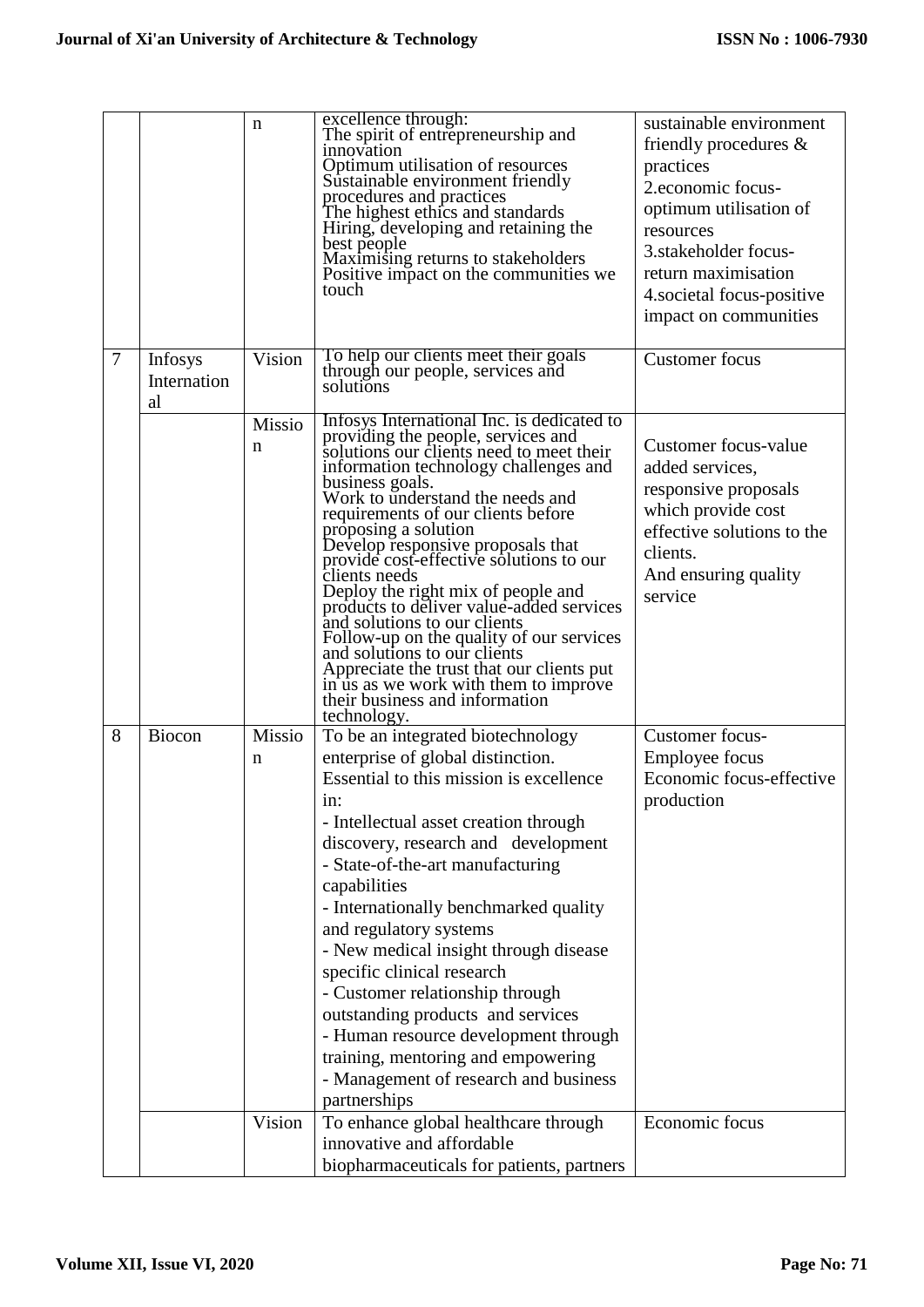| | | n | excellence through: The spirit of entrepreneurship and innovation Optimum utilisation of resources Sustainable environment friendly procedures and practices The highest ethics and standards Hiring, developing and retaining the best people Maximising returns to stakeholders Positive impact on the communities we touch | sustainable environment friendly procedures & practices 2.economic focus-optimum utilisation of resources 3.stakeholder focus-return maximisation 4.societal focus-positive impact on communities |
|---|---|---|---|---|
| 7 | Infosys International | Vision | To help our clients meet their goals through our people, services and solutions | Customer focus |
| | | Mission | Infosys International Inc. is dedicated to providing the people, services and solutions our clients need to meet their information technology challenges and business goals. Work to understand the needs and requirements of our clients before proposing a solution Develop responsive proposals that provide cost-effective solutions to our clients needs Deploy the right mix of people and products to deliver value-added services and solutions to our clients Follow-up on the quality of our services and solutions to our clients Appreciate the trust that our clients put in us as we work with them to improve their business and information technology. | Customer focus-value added services, responsive proposals which provide cost effective solutions to the clients. And ensuring quality service |
| 8 | Biocon | Mission | To be an integrated biotechnology enterprise of global distinction. Essential to this mission is excellence in: - Intellectual asset creation through discovery, research and development - State-of-the-art manufacturing capabilities - Internationally benchmarked quality and regulatory systems - New medical insight through disease specific clinical research - Customer relationship through outstanding products and services - Human resource development through training, mentoring and empowering - Management of research and business partnerships | Customer focus- Employee focus Economic focus-effective production |
| | | Vision | To enhance global healthcare through innovative and affordable biopharmaceuticals for patients, partners | Economic focus |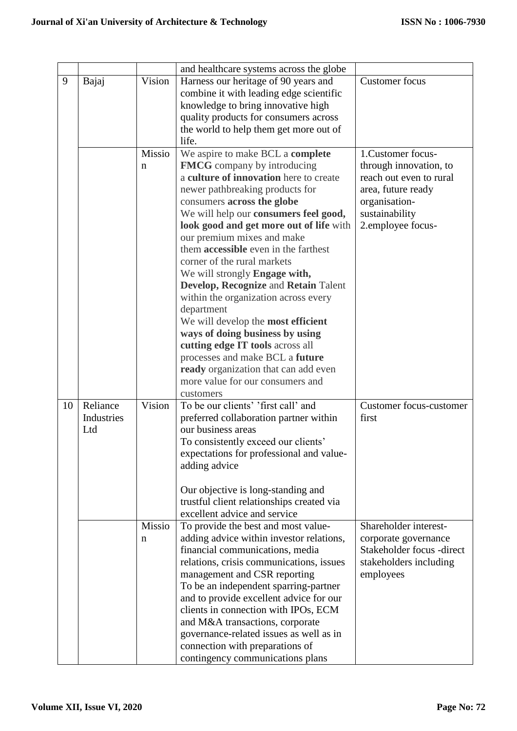| | | | and healthcare systems across the globe | |
|---|---|---|---|---|
| 9 | Bajaj | Vision | Harness our heritage of 90 years and combine it with leading edge scientific knowledge to bring innovative high quality products for consumers across the world to help them get more out of life. | Customer focus |
| | | Mission | We aspire to make BCL a **complete FMCG** company by introducing a **culture of innovation** here to create newer pathbreaking products for consumers **across the globe**<br>We will help our **consumers feel good, look good and get more out of life** with our premium mixes and make them **accessible** even in the farthest corner of the rural markets<br>We will strongly **Engage with, Develop, Recognize** and **Retain** Talent within the organization across every department<br>We will develop the **most efficient ways of doing business by using cutting edge IT tools** across all processes and make BCL a **future ready** organization that can add even more value for our consumers and customers | 1.Customer focus- through innovation, to reach out even to rural area, future ready organisation- sustainability<br>2.employee focus- |
| 10 | Reliance Industries Ltd | Vision | To be our clients' 'first call' and preferred collaboration partner within our business areas<br>To consistently exceed our clients' expectations for professional and value-adding advice<br><br>Our objective is long-standing and trustful client relationships created via excellent advice and service | Customer focus-customer first |
| | | Mission | To provide the best and most value-adding advice within investor relations, financial communications, media relations, crisis communications, issues management and CSR reporting<br>To be an independent sparring-partner and to provide excellent advice for our clients in connection with IPOs, ECM and M&A transactions, corporate governance-related issues as well as in connection with preparations of contingency communications plans | Shareholder interest- corporate governance<br>Stakeholder focus -direct stakeholders including employees |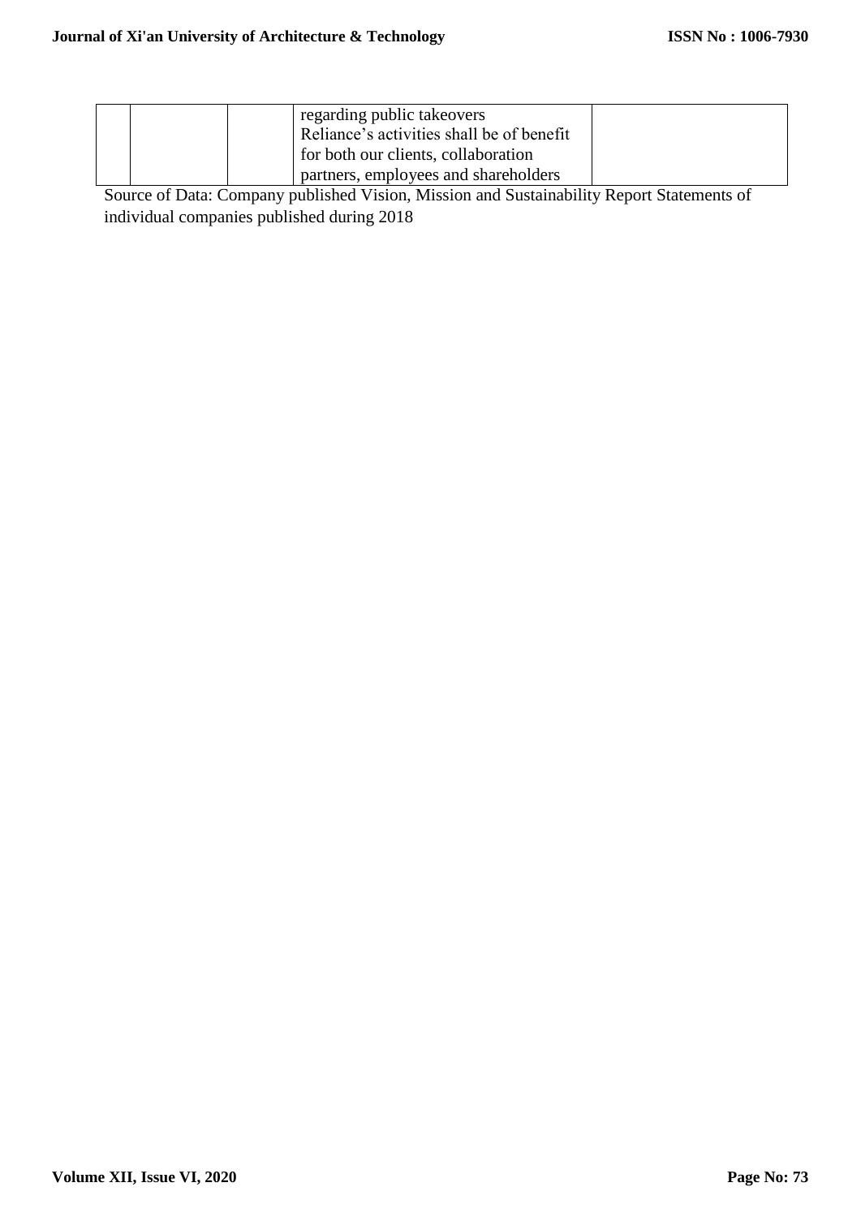| | | | | |
|---|---|---|---|---|
| | | | regarding public takeovers<br>Reliance's activities shall be of benefit for both our clients, collaboration partners, employees and shareholders | |

Source of Data: Company published Vision, Mission and Sustainability Report Statements of individual companies published during 2018